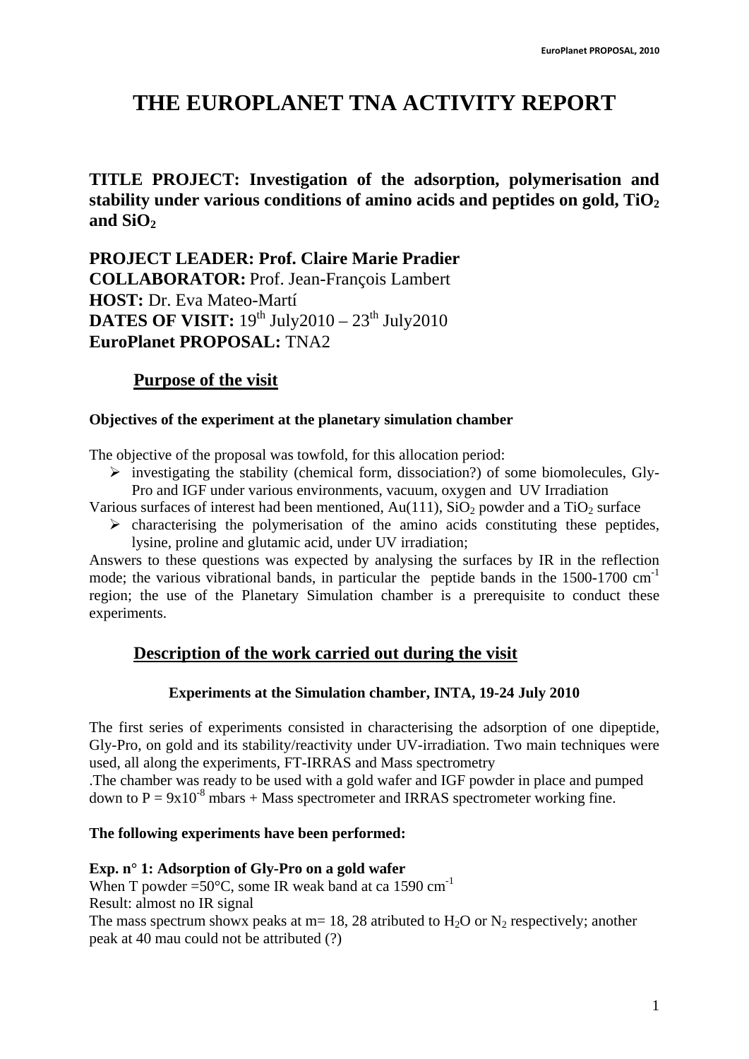# THE EUROPLANET TNA ACTIVITY REPORT

**TITLE PROJECT: Investigation of the adsorption, polymerisation and stability under various conditions of amino acids and peptides on gold, $TiO_2$ and $SiO_2$**

**PROJECT LEADER: Prof. Claire Marie Pradier**
**COLLABORATOR:** Prof. Jean-François Lambert
**HOST:** Dr. Eva Mateo-Martí
**DATES OF VISIT:** 19th July2010 – 23th July2010
**EuroPlanet PROPOSAL:** TNA2

## Purpose of the visit

**Objectives of the experiment at the planetary simulation chamber**

The objective of the proposal was towfold, for this allocation period:

- investigating the stability (chemical form, dissociation?) of some biomolecules, Gly-Pro and IGF under various environments, vacuum, oxygen and UV Irradiation

Various surfaces of interest had been mentioned, Au(111), $SiO_2$ powder and a $TiO_2$ surface

- characterising the polymerisation of the amino acids constituting these peptides, lysine, proline and glutamic acid, under UV irradiation;

Answers to these questions was expected by analysing the surfaces by IR in the reflection mode; the various vibrational bands, in particular the peptide bands in the 1500-1700 $cm^{-1}$ region; the use of the Planetary Simulation chamber is a prerequisite to conduct these experiments.

## Description of the work carried out during the visit

**Experiments at the Simulation chamber, INTA, 19-24 July 2010**

The first series of experiments consisted in characterising the adsorption of one dipeptide, Gly-Pro, on gold and its stability/reactivity under UV-irradiation. Two main techniques were used, all along the experiments, FT-IRRAS and Mass spectrometry
.The chamber was ready to be used with a gold wafer and IGF powder in place and pumped down to $P = 9x10^{-8}$ mbars + Mass spectrometer and IRRAS spectrometer working fine.

**The following experiments have been performed:**

**Exp. n° 1: Adsorption of Gly-Pro on a gold wafer**
When T powder =50°C, some IR weak band at ca 1590 $cm^{-1}$
Result: almost no IR signal
The mass spectrum showx peaks at m= 18, 28 atributed to $H_2O$ or $N_2$ respectively; another peak at 40 mau could not be attributed (?)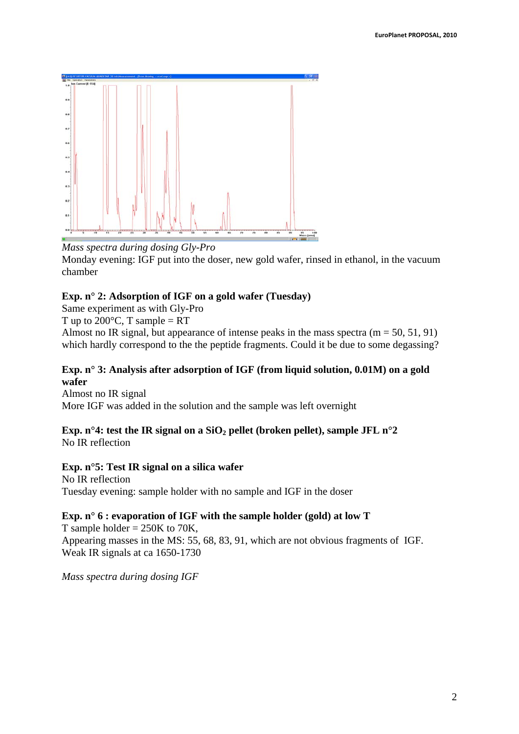*Mass spectra during dosing Gly-Pro*

Monday evening: IGF put into the doser, new gold wafer, rinsed in ethanol, in the vacuum chamber

**Exp. n° 2: Adsorption of IGF on a gold wafer (Tuesday)**

Same experiment as with Gly-Pro

T up to 200°C, T sample = RT

Almost no IR signal, but appearance of intense peaks in the mass spectra (m = 50, 51, 91) which hardly correspond to the the peptide fragments. Could it be due to some degassing?

**Exp. n° 3: Analysis after adsorption of IGF (from liquid solution, 0.01M) on a gold wafer**

Almost no IR signal

More IGF was added in the solution and the sample was left overnight

**Exp. n°4: test the IR signal on a $SiO_2$ pellet (broken pellet), sample JFL n°2**

No IR reflection

**Exp. n°5: Test IR signal on a silica wafer**

No IR reflection

Tuesday evening: sample holder with no sample and IGF in the doser

**Exp. n° 6 : evaporation of IGF with the sample holder (gold) at low T**

T sample holder = 250K to 70K,

Appearing masses in the MS: 55, 68, 83, 91, which are not obvious fragments of IGF.

Weak IR signals at ca 1650-1730

*Mass spectra during dosing IGF*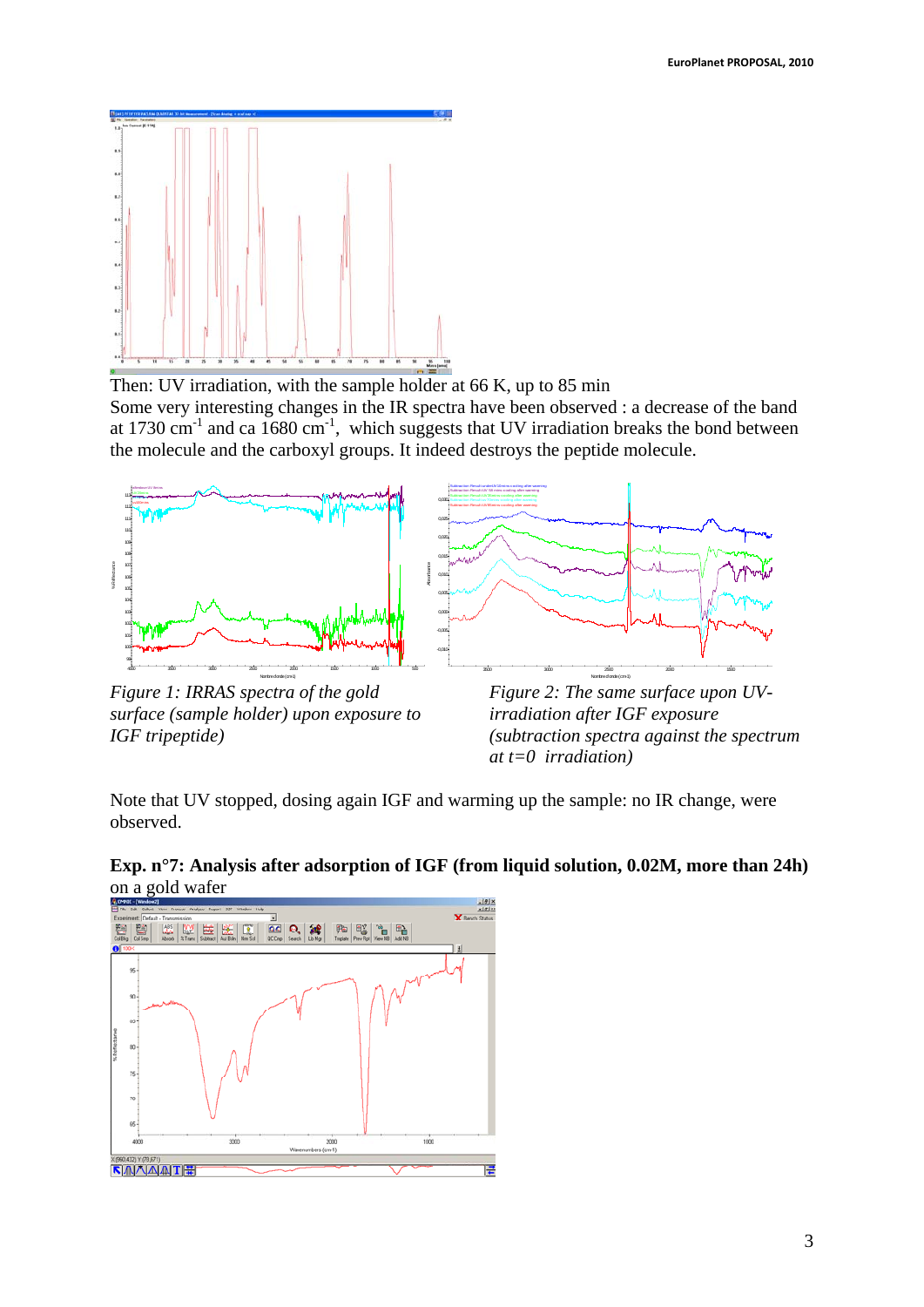Then: UV irradiation, with the sample holder at 66 K, up to 85 min

Some very interesting changes in the IR spectra have been observed : a decrease of the band at 1730 $cm^{-1}$ and ca 1680 $cm^{-1}$, which suggests that UV irradiation breaks the bond between the molecule and the carboxyl groups. It indeed destroys the peptide molecule.

*Figure 1: IRRAS spectra of the gold surface (sample holder) upon exposure to IGF tripeptide)*

*Figure 2: The same surface upon UV-irradiation after IGF exposure (subtraction spectra against the spectrum at t=0 irradiation)*

Note that UV stopped, dosing again IGF and warming up the sample: no IR change, were observed.

**Exp. n°7: Analysis after adsorption of IGF (from liquid solution, 0.02M, more than 24h)** on a gold wafer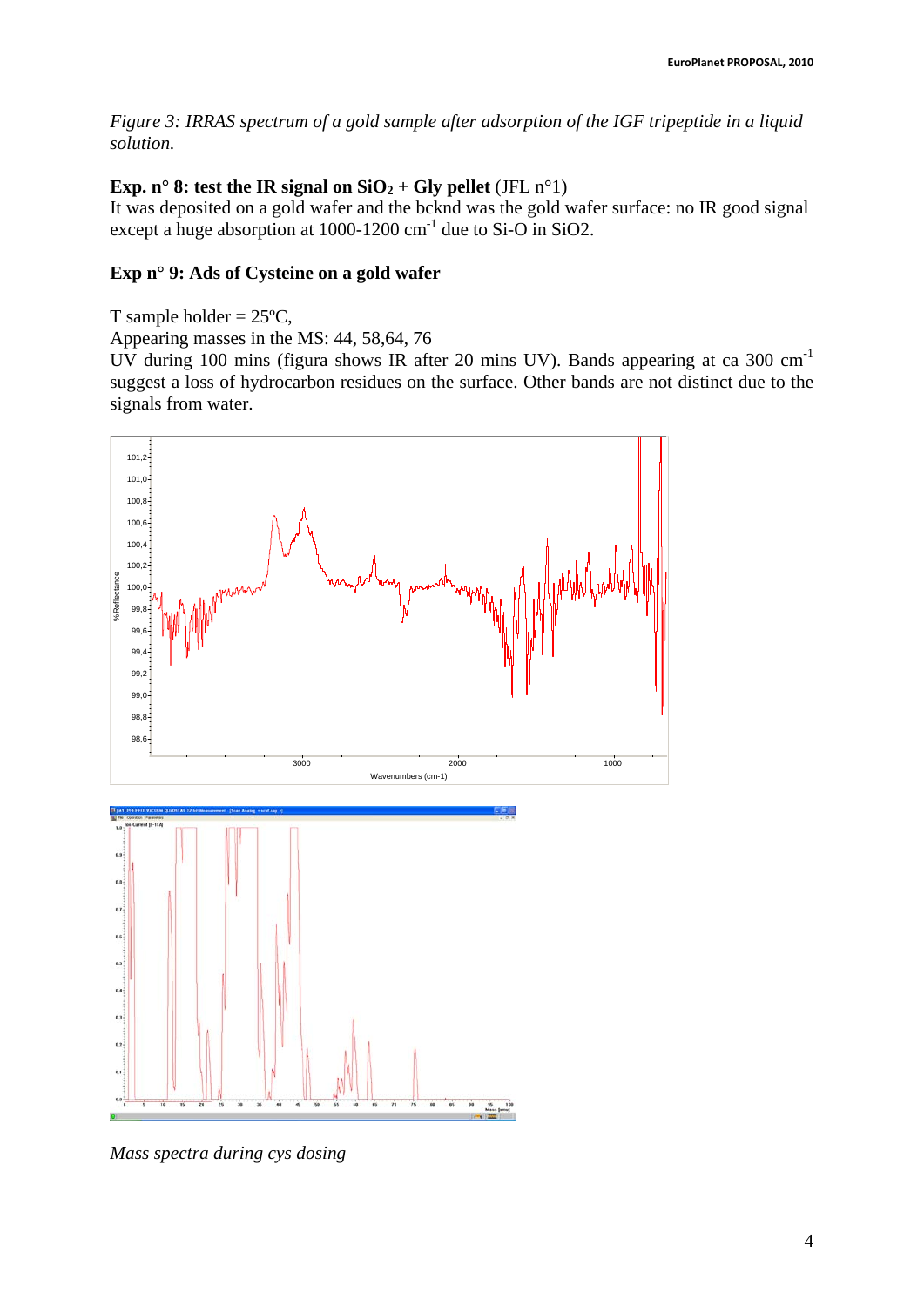*Figure 3: IRRAS spectrum of a gold sample after adsorption of the IGF tripeptide in a liquid solution.*

**Exp. n° 8: test the IR signal on $SiO_2$ + Gly pellet** (JFL n°1)
It was deposited on a gold wafer and the bcknd was the gold wafer surface: no IR good signal except a huge absorption at 1000-1200 $cm^{-1}$ due to Si-O in SiO2.

**Exp n° 9: Ads of Cysteine on a gold wafer**

T sample holder = 25ºC,
Appearing masses in the MS: 44, 58,64, 76
UV during 100 mins (figura shows IR after 20 mins UV). Bands appearing at ca 300 $cm^{-1}$ suggest a loss of hydrocarbon residues on the surface. Other bands are not distinct due to the signals from water.

*Mass spectra during cys dosing*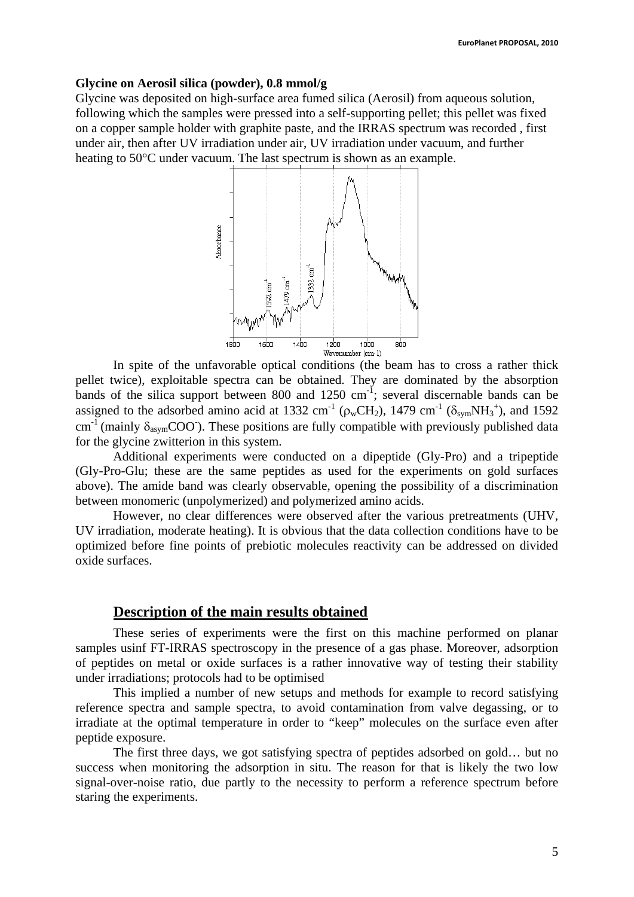**Glycine on Aerosil silica (powder), 0.8 mmol/g**

Glycine was deposited on high-surface area fumed silica (Aerosil) from aqueous solution, following which the samples were pressed into a self-supporting pellet; this pellet was fixed on a copper sample holder with graphite paste, and the IRRAS spectrum was recorded , first under air, then after UV irradiation under air, UV irradiation under vacuum, and further heating to 50°C under vacuum. The last spectrum is shown as an example.

In spite of the unfavorable optical conditions (the beam has to cross a rather thick pellet twice), exploitable spectra can be obtained. They are dominated by the absorption bands of the silica support between 800 and 1250 $cm^{-1}$; several discernable bands can be assigned to the adsorbed amino acid at 1332 $cm^{-1}$ ($\rho_w CH_2$), 1479 $cm^{-1}$ ($\delta_{sym} NH_3^+$), and 1592 $cm^{-1}$ (mainly $\delta_{asym} COO^-$). These positions are fully compatible with previously published data for the glycine zwitterion in this system.

Additional experiments were conducted on a dipeptide (Gly-Pro) and a tripeptide (Gly-Pro-Glu; these are the same peptides as used for the experiments on gold surfaces above). The amide band was clearly observable, opening the possibility of a discrimination between monomeric (unpolymerized) and polymerized amino acids.

However, no clear differences were observed after the various pretreatments (UHV, UV irradiation, moderate heating). It is obvious that the data collection conditions have to be optimized before fine points of prebiotic molecules reactivity can be addressed on divided oxide surfaces.

## Description of the main results obtained

These series of experiments were the first on this machine performed on planar samples usinf FT-IRRAS spectroscopy in the presence of a gas phase. Moreover, adsorption of peptides on metal or oxide surfaces is a rather innovative way of testing their stability under irradiations; protocols had to be optimised

This implied a number of new setups and methods for example to record satisfying reference spectra and sample spectra, to avoid contamination from valve degassing, or to irradiate at the optimal temperature in order to "keep" molecules on the surface even after peptide exposure.

The first three days, we got satisfying spectra of peptides adsorbed on gold… but no success when monitoring the adsorption in situ. The reason for that is likely the two low signal-over-noise ratio, due partly to the necessity to perform a reference spectrum before staring the experiments.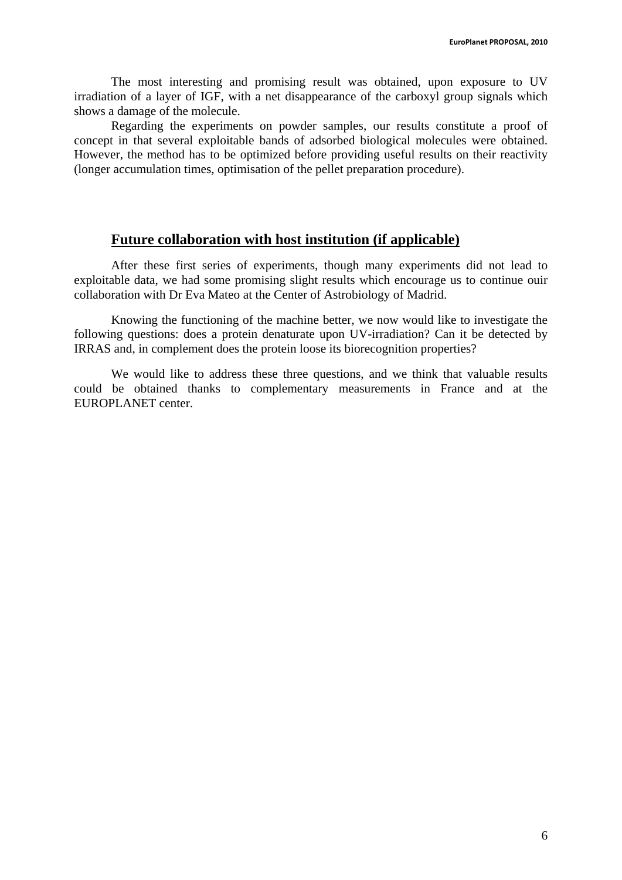The most interesting and promising result was obtained, upon exposure to UV irradiation of a layer of IGF, with a net disappearance of the carboxyl group signals which shows a damage of the molecule.

Regarding the experiments on powder samples, our results constitute a proof of concept in that several exploitable bands of adsorbed biological molecules were obtained. However, the method has to be optimized before providing useful results on their reactivity (longer accumulation times, optimisation of the pellet preparation procedure).

## Future collaboration with host institution (if applicable)

After these first series of experiments, though many experiments did not lead to exploitable data, we had some promising slight results which encourage us to continue ouir collaboration with Dr Eva Mateo at the Center of Astrobiology of Madrid.

Knowing the functioning of the machine better, we now would like to investigate the following questions: does a protein denaturate upon UV-irradiation? Can it be detected by IRRAS and, in complement does the protein loose its biorecognition properties?

We would like to address these three questions, and we think that valuable results could be obtained thanks to complementary measurements in France and at the EUROPLANET center.